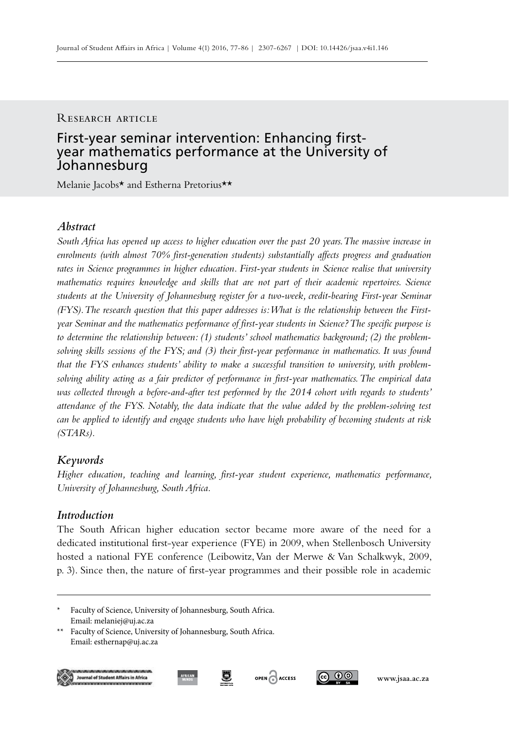Research article

# First-year seminar intervention: Enhancing first-year mathematics performance at the University of Johannesburg

Melanie Jacobs* and Estherna Pretorius**

## Abstract

*South Africa has opened up access to higher education over the past 20 years. The massive increase in enrolments (with almost 70% first-generation students) substantially affects progress and graduation rates in Science programmes in higher education. First-year students in Science realise that university mathematics requires knowledge and skills that are not part of their academic repertoires. Science students at the University of Johannesburg register for a two-week, credit-bearing First-year Seminar (FYS). The research question that this paper addresses is: What is the relationship between the First-year Seminar and the mathematics performance of first-year students in Science? The specific purpose is to determine the relationship between: (1) students' school mathematics background; (2) the problem-solving skills sessions of the FYS; and (3) their first-year performance in mathematics. It was found that the FYS enhances students' ability to make a successful transition to university, with problem-solving ability acting as a fair predictor of performance in first-year mathematics. The empirical data was collected through a before-and-after test performed by the 2014 cohort with regards to students' attendance of the FYS. Notably, the data indicate that the value added by the problem-solving test can be applied to identify and engage students who have high probability of becoming students at risk (STARs).*

## Keywords

*Higher education, teaching and learning, first-year student experience, mathematics performance, University of Johannesburg, South Africa.*

## Introduction

The South African higher education sector became more aware of the need for a dedicated institutional first-year experience (FYE) in 2009, when Stellenbosch University hosted a national FYE conference (Leibowitz, Van der Merwe & Van Schalkwyk, 2009, p. 3). Since then, the nature of first-year programmes and their possible role in academic

\* Faculty of Science, University of Johannesburg, South Africa. Email: melaniej@uj.ac.za

\*\* Faculty of Science, University of Johannesburg, South Africa. Email: esthernap@uj.ac.za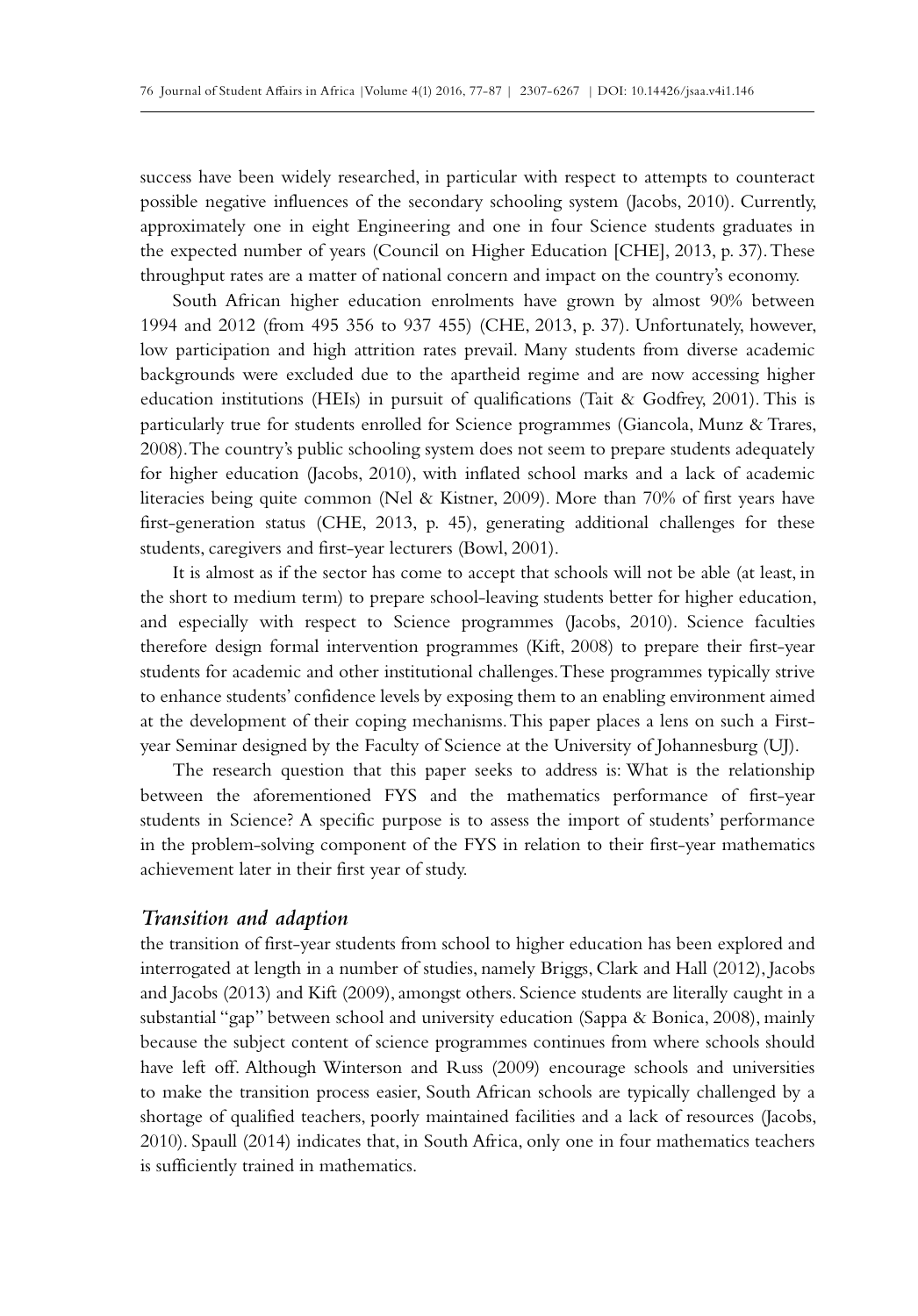success have been widely researched, in particular with respect to attempts to counteract possible negative influences of the secondary schooling system (Jacobs, 2010). Currently, approximately one in eight Engineering and one in four Science students graduates in the expected number of years (Council on Higher Education [CHE], 2013, p. 37). These throughput rates are a matter of national concern and impact on the country's economy.

South African higher education enrolments have grown by almost 90% between 1994 and 2012 (from 495 356 to 937 455) (CHE, 2013, p. 37). Unfortunately, however, low participation and high attrition rates prevail. Many students from diverse academic backgrounds were excluded due to the apartheid regime and are now accessing higher education institutions (HEIs) in pursuit of qualifications (Tait & Godfrey, 2001). This is particularly true for students enrolled for Science programmes (Giancola, Munz & Trares, 2008). The country's public schooling system does not seem to prepare students adequately for higher education (Jacobs, 2010), with inflated school marks and a lack of academic literacies being quite common (Nel & Kistner, 2009). More than 70% of first years have first-generation status (CHE, 2013, p. 45), generating additional challenges for these students, caregivers and first-year lecturers (Bowl, 2001).

It is almost as if the sector has come to accept that schools will not be able (at least, in the short to medium term) to prepare school-leaving students better for higher education, and especially with respect to Science programmes (Jacobs, 2010). Science faculties therefore design formal intervention programmes (Kift, 2008) to prepare their first-year students for academic and other institutional challenges. These programmes typically strive to enhance students' confidence levels by exposing them to an enabling environment aimed at the development of their coping mechanisms. This paper places a lens on such a First-year Seminar designed by the Faculty of Science at the University of Johannesburg (UJ).

The research question that this paper seeks to address is: What is the relationship between the aforementioned FYS and the mathematics performance of first-year students in Science? A specific purpose is to assess the import of students' performance in the problem-solving component of the FYS in relation to their first-year mathematics achievement later in their first year of study.

## *Transition and adaption*

the transition of first-year students from school to higher education has been explored and interrogated at length in a number of studies, namely Briggs, Clark and Hall (2012), Jacobs and Jacobs (2013) and Kift (2009), amongst others. Science students are literally caught in a substantial "gap" between school and university education (Sappa & Bonica, 2008), mainly because the subject content of science programmes continues from where schools should have left off. Although Winterson and Russ (2009) encourage schools and universities to make the transition process easier, South African schools are typically challenged by a shortage of qualified teachers, poorly maintained facilities and a lack of resources (Jacobs, 2010). Spaull (2014) indicates that, in South Africa, only one in four mathematics teachers is sufficiently trained in mathematics.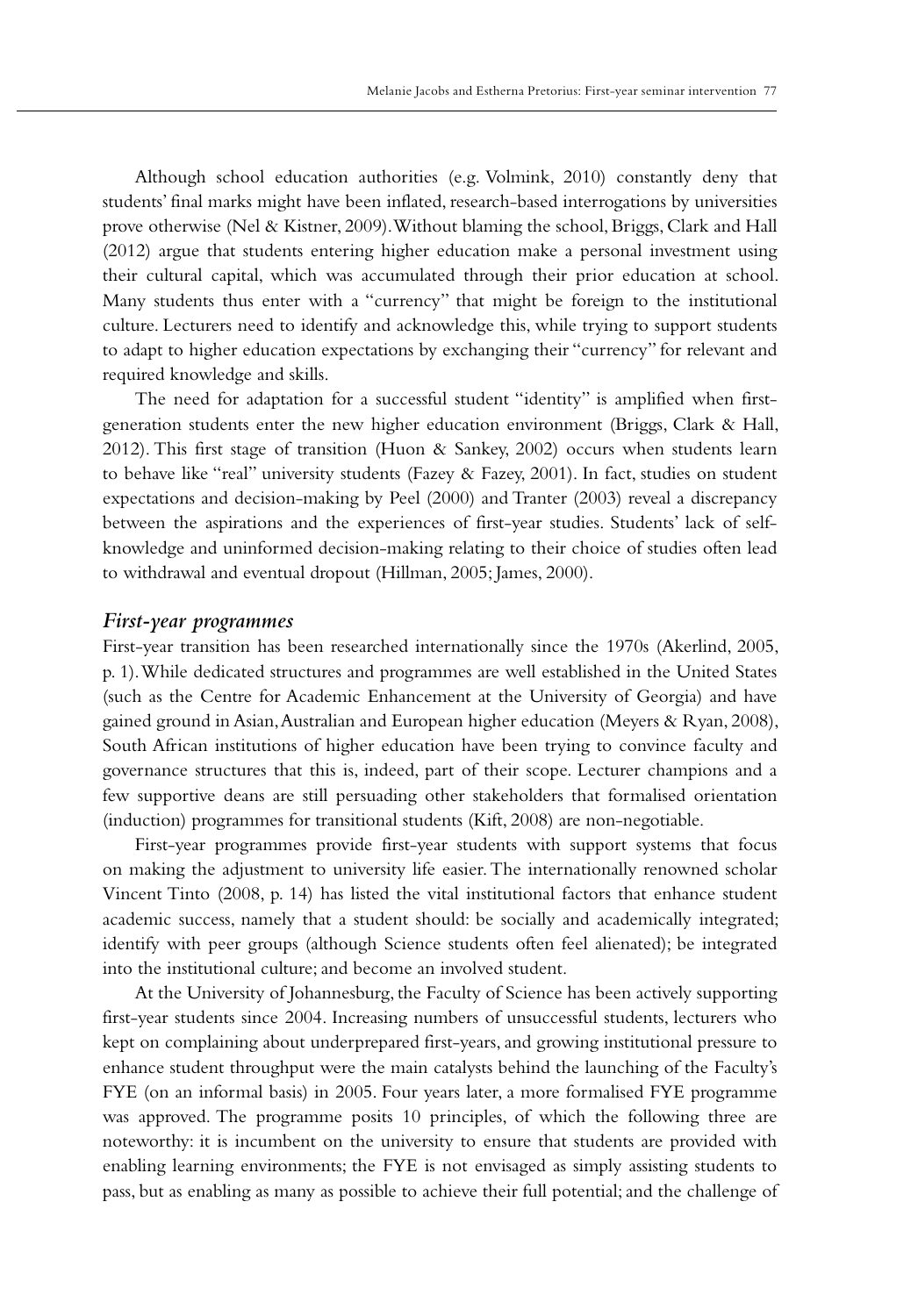Although school education authorities (e.g. Volmink, 2010) constantly deny that students' final marks might have been inflated, research-based interrogations by universities prove otherwise (Nel & Kistner, 2009). Without blaming the school, Briggs, Clark and Hall (2012) argue that students entering higher education make a personal investment using their cultural capital, which was accumulated through their prior education at school. Many students thus enter with a "currency" that might be foreign to the institutional culture. Lecturers need to identify and acknowledge this, while trying to support students to adapt to higher education expectations by exchanging their "currency" for relevant and required knowledge and skills.

The need for adaptation for a successful student "identity" is amplified when first-generation students enter the new higher education environment (Briggs, Clark & Hall, 2012). This first stage of transition (Huon & Sankey, 2002) occurs when students learn to behave like "real" university students (Fazey & Fazey, 2001). In fact, studies on student expectations and decision-making by Peel (2000) and Tranter (2003) reveal a discrepancy between the aspirations and the experiences of first-year studies. Students' lack of self-knowledge and uninformed decision-making relating to their choice of studies often lead to withdrawal and eventual dropout (Hillman, 2005; James, 2000).

### *First-year programmes*

First-year transition has been researched internationally since the 1970s (Akerlind, 2005, p. 1). While dedicated structures and programmes are well established in the United States (such as the Centre for Academic Enhancement at the University of Georgia) and have gained ground in Asian, Australian and European higher education (Meyers & Ryan, 2008), South African institutions of higher education have been trying to convince faculty and governance structures that this is, indeed, part of their scope. Lecturer champions and a few supportive deans are still persuading other stakeholders that formalised orientation (induction) programmes for transitional students (Kift, 2008) are non-negotiable.

First-year programmes provide first-year students with support systems that focus on making the adjustment to university life easier. The internationally renowned scholar Vincent Tinto (2008, p. 14) has listed the vital institutional factors that enhance student academic success, namely that a student should: be socially and academically integrated; identify with peer groups (although Science students often feel alienated); be integrated into the institutional culture; and become an involved student.

At the University of Johannesburg, the Faculty of Science has been actively supporting first-year students since 2004. Increasing numbers of unsuccessful students, lecturers who kept on complaining about underprepared first-years, and growing institutional pressure to enhance student throughput were the main catalysts behind the launching of the Faculty's FYE (on an informal basis) in 2005. Four years later, a more formalised FYE programme was approved. The programme posits 10 principles, of which the following three are noteworthy: it is incumbent on the university to ensure that students are provided with enabling learning environments; the FYE is not envisaged as simply assisting students to pass, but as enabling as many as possible to achieve their full potential; and the challenge of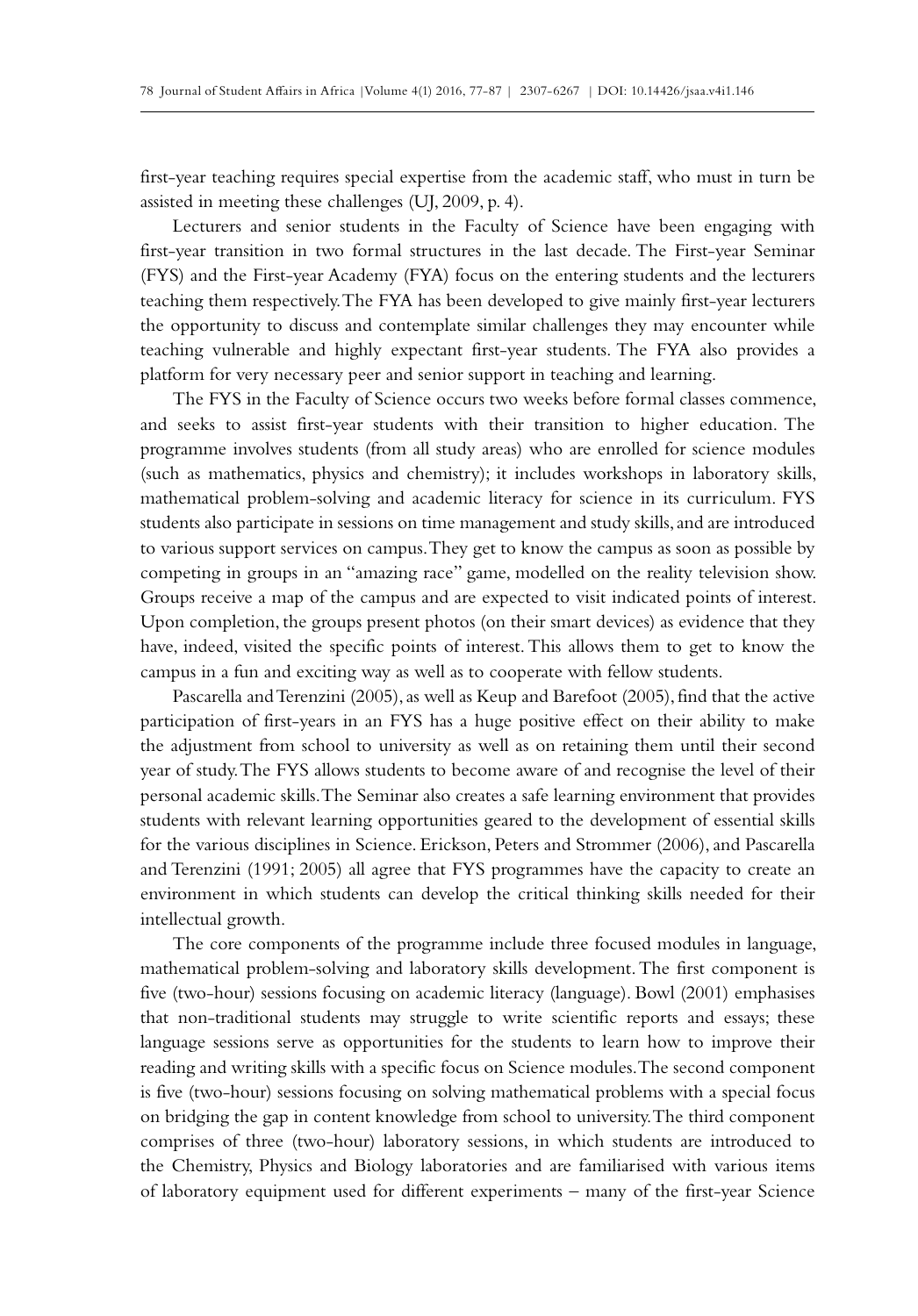first-year teaching requires special expertise from the academic staff, who must in turn be assisted in meeting these challenges (UJ, 2009, p. 4).

Lecturers and senior students in the Faculty of Science have been engaging with first-year transition in two formal structures in the last decade. The First-year Seminar (FYS) and the First-year Academy (FYA) focus on the entering students and the lecturers teaching them respectively. The FYA has been developed to give mainly first-year lecturers the opportunity to discuss and contemplate similar challenges they may encounter while teaching vulnerable and highly expectant first-year students. The FYA also provides a platform for very necessary peer and senior support in teaching and learning.

The FYS in the Faculty of Science occurs two weeks before formal classes commence, and seeks to assist first-year students with their transition to higher education. The programme involves students (from all study areas) who are enrolled for science modules (such as mathematics, physics and chemistry); it includes workshops in laboratory skills, mathematical problem-solving and academic literacy for science in its curriculum. FYS students also participate in sessions on time management and study skills, and are introduced to various support services on campus. They get to know the campus as soon as possible by competing in groups in an "amazing race" game, modelled on the reality television show. Groups receive a map of the campus and are expected to visit indicated points of interest. Upon completion, the groups present photos (on their smart devices) as evidence that they have, indeed, visited the specific points of interest. This allows them to get to know the campus in a fun and exciting way as well as to cooperate with fellow students.

Pascarella and Terenzini (2005), as well as Keup and Barefoot (2005), find that the active participation of first-years in an FYS has a huge positive effect on their ability to make the adjustment from school to university as well as on retaining them until their second year of study. The FYS allows students to become aware of and recognise the level of their personal academic skills. The Seminar also creates a safe learning environment that provides students with relevant learning opportunities geared to the development of essential skills for the various disciplines in Science. Erickson, Peters and Strommer (2006), and Pascarella and Terenzini (1991; 2005) all agree that FYS programmes have the capacity to create an environment in which students can develop the critical thinking skills needed for their intellectual growth.

The core components of the programme include three focused modules in language, mathematical problem-solving and laboratory skills development. The first component is five (two-hour) sessions focusing on academic literacy (language). Bowl (2001) emphasises that non-traditional students may struggle to write scientific reports and essays; these language sessions serve as opportunities for the students to learn how to improve their reading and writing skills with a specific focus on Science modules. The second component is five (two-hour) sessions focusing on solving mathematical problems with a special focus on bridging the gap in content knowledge from school to university. The third component comprises of three (two-hour) laboratory sessions, in which students are introduced to the Chemistry, Physics and Biology laboratories and are familiarised with various items of laboratory equipment used for different experiments – many of the first-year Science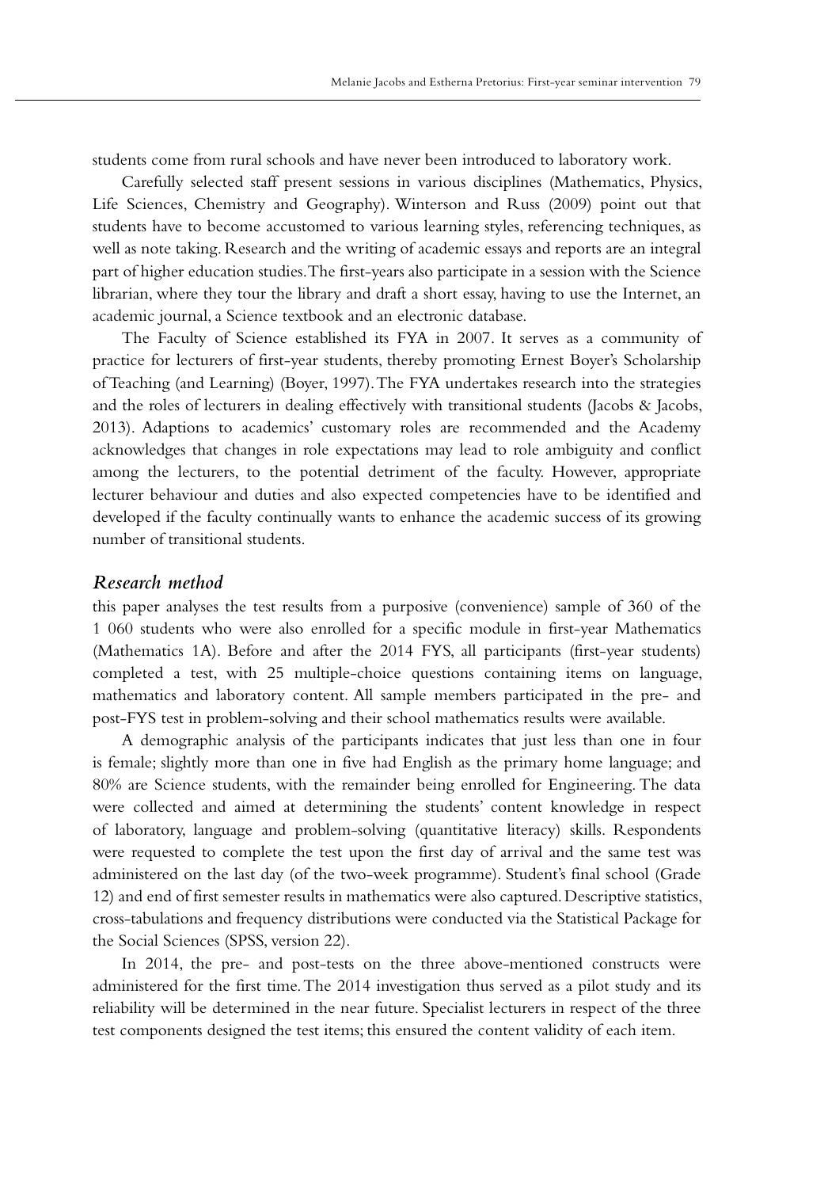students come from rural schools and have never been introduced to laboratory work.

Carefully selected staff present sessions in various disciplines (Mathematics, Physics, Life Sciences, Chemistry and Geography). Winterson and Russ (2009) point out that students have to become accustomed to various learning styles, referencing techniques, as well as note taking. Research and the writing of academic essays and reports are an integral part of higher education studies. The first-years also participate in a session with the Science librarian, where they tour the library and draft a short essay, having to use the Internet, an academic journal, a Science textbook and an electronic database.

The Faculty of Science established its FYA in 2007. It serves as a community of practice for lecturers of first-year students, thereby promoting Ernest Boyer's Scholarship of Teaching (and Learning) (Boyer, 1997). The FYA undertakes research into the strategies and the roles of lecturers in dealing effectively with transitional students (Jacobs & Jacobs, 2013). Adaptions to academics' customary roles are recommended and the Academy acknowledges that changes in role expectations may lead to role ambiguity and conflict among the lecturers, to the potential detriment of the faculty. However, appropriate lecturer behaviour and duties and also expected competencies have to be identified and developed if the faculty continually wants to enhance the academic success of its growing number of transitional students.

## *Research method*

this paper analyses the test results from a purposive (convenience) sample of 360 of the 1 060 students who were also enrolled for a specific module in first-year Mathematics (Mathematics 1A). Before and after the 2014 FYS, all participants (first-year students) completed a test, with 25 multiple-choice questions containing items on language, mathematics and laboratory content. All sample members participated in the pre- and post-FYS test in problem-solving and their school mathematics results were available.

A demographic analysis of the participants indicates that just less than one in four is female; slightly more than one in five had English as the primary home language; and 80% are Science students, with the remainder being enrolled for Engineering. The data were collected and aimed at determining the students' content knowledge in respect of laboratory, language and problem-solving (quantitative literacy) skills. Respondents were requested to complete the test upon the first day of arrival and the same test was administered on the last day (of the two-week programme). Student's final school (Grade 12) and end of first semester results in mathematics were also captured. Descriptive statistics, cross-tabulations and frequency distributions were conducted via the Statistical Package for the Social Sciences (SPSS, version 22).

In 2014, the pre- and post-tests on the three above-mentioned constructs were administered for the first time. The 2014 investigation thus served as a pilot study and its reliability will be determined in the near future. Specialist lecturers in respect of the three test components designed the test items; this ensured the content validity of each item.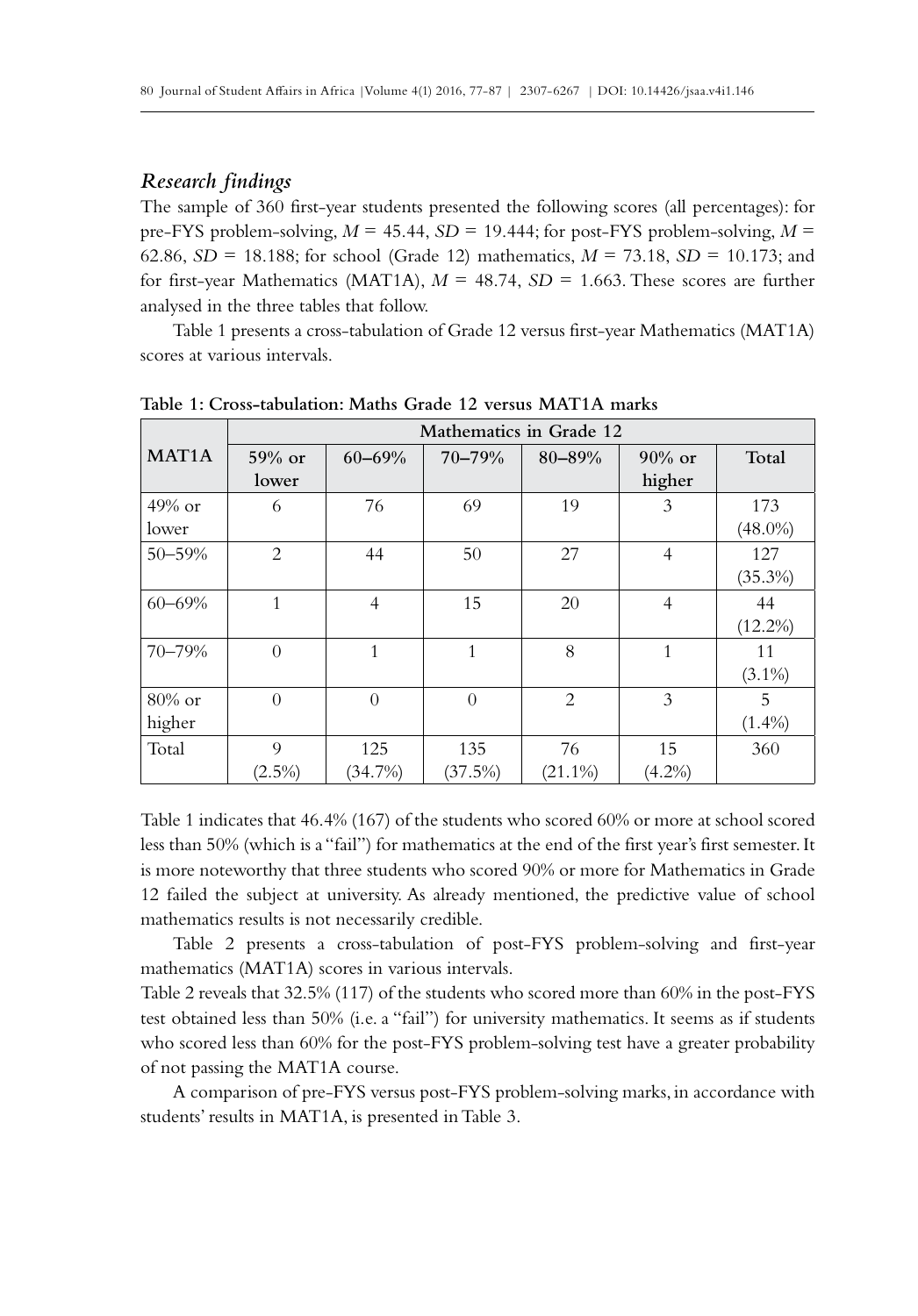## *Research findings*

The sample of 360 first-year students presented the following scores (all percentages): for pre-FYS problem-solving, $M$ = 45.44, $SD$ = 19.444; for post-FYS problem-solving, $M$ = 62.86, $SD$ = 18.188; for school (Grade 12) mathematics, $M$ = 73.18, $SD$ = 10.173; and for first-year Mathematics (MAT1A), $M$ = 48.74, $SD$ = 1.663. These scores are further analysed in the three tables that follow.

Table 1 presents a cross-tabulation of Grade 12 versus first-year Mathematics (MAT1A) scores at various intervals.

**Table 1: Cross-tabulation: Maths Grade 12 versus MAT1A marks**

| MAT1A | Mathematics in Grade 12 | | | | | |
|---|---|---|---|---|---|---|
| | 59% or lower | 60–69% | 70–79% | 80–89% | 90% or higher | Total |
| 49% or lower | 6 | 76 | 69 | 19 | 3 | 173 (48.0%) |
| 50–59% | 2 | 44 | 50 | 27 | 4 | 127 (35.3%) |
| 60–69% | 1 | 4 | 15 | 20 | 4 | 44 (12.2%) |
| 70–79% | 0 | 1 | 1 | 8 | 1 | 11 (3.1%) |
| 80% or higher | 0 | 0 | 0 | 2 | 3 | 5 (1.4%) |
| Total | 9 (2.5%) | 125 (34.7%) | 135 (37.5%) | 76 (21.1%) | 15 (4.2%) | 360 |

Table 1 indicates that 46.4% (167) of the students who scored 60% or more at school scored less than 50% (which is a "fail") for mathematics at the end of the first year's first semester. It is more noteworthy that three students who scored 90% or more for Mathematics in Grade 12 failed the subject at university. As already mentioned, the predictive value of school mathematics results is not necessarily credible.

Table 2 presents a cross-tabulation of post-FYS problem-solving and first-year mathematics (MAT1A) scores in various intervals.

Table 2 reveals that 32.5% (117) of the students who scored more than 60% in the post-FYS test obtained less than 50% (i.e. a "fail") for university mathematics. It seems as if students who scored less than 60% for the post-FYS problem-solving test have a greater probability of not passing the MAT1A course.

A comparison of pre-FYS versus post-FYS problem-solving marks, in accordance with students' results in MAT1A, is presented in Table 3.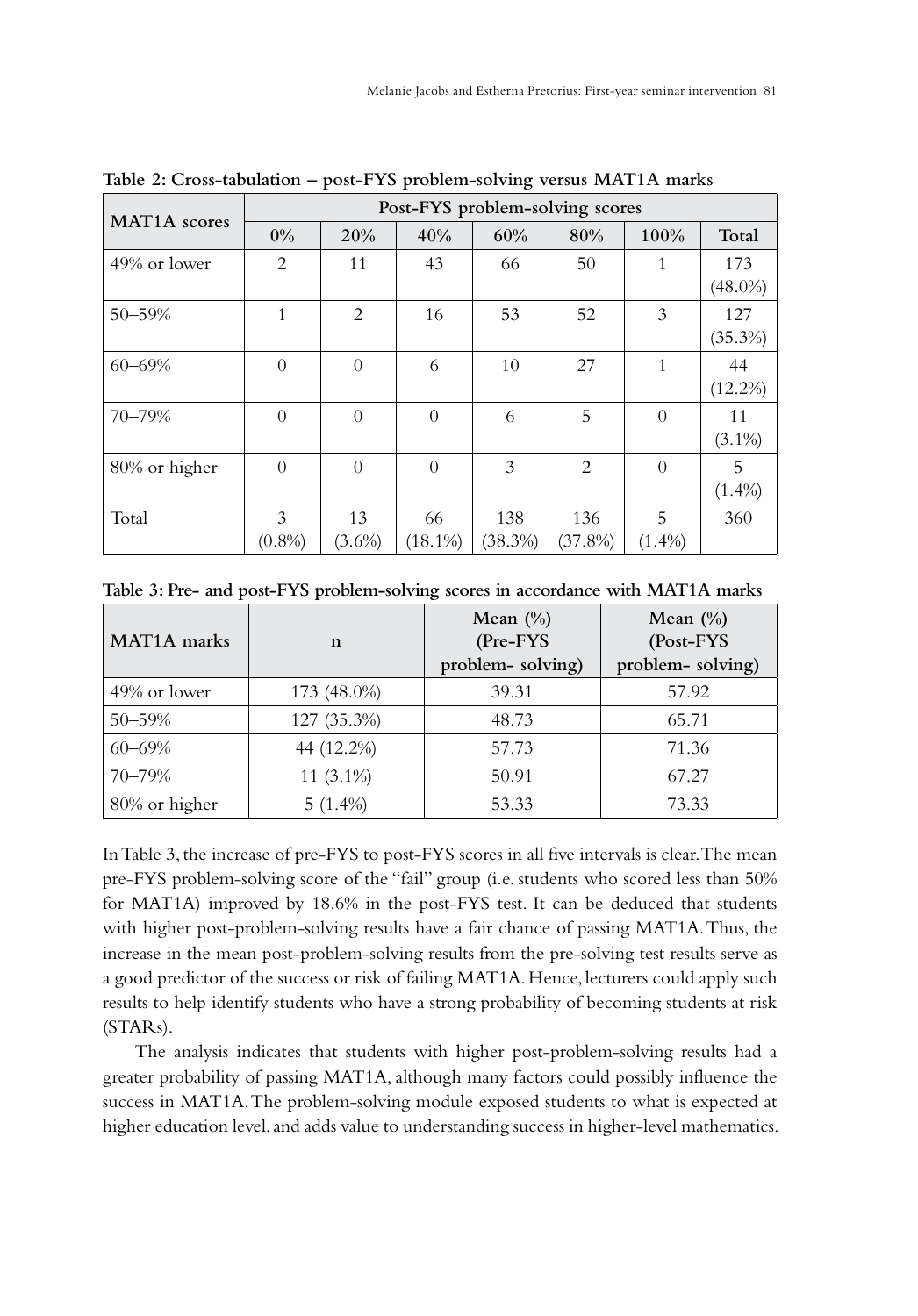**Table 2: Cross-tabulation – post-FYS problem-solving versus MAT1A marks**

| MAT1A scores | Post-FYS problem-solving scores | | | | | | |
|---|---|---|---|---|---|---|---|
| | 0% | 20% | 40% | 60% | 80% | 100% | Total |
| 49% or lower | 2 | 11 | 43 | 66 | 50 | 1 | 173 (48.0%) |
| 50–59% | 1 | 2 | 16 | 53 | 52 | 3 | 127 (35.3%) |
| 60–69% | 0 | 0 | 6 | 10 | 27 | 1 | 44 (12.2%) |
| 70–79% | 0 | 0 | 0 | 6 | 5 | 0 | 11 (3.1%) |
| 80% or higher | 0 | 0 | 0 | 3 | 2 | 0 | 5 (1.4%) |
| Total | 3 (0.8%) | 13 (3.6%) | 66 (18.1%) | 138 (38.3%) | 136 (37.8%) | 5 (1.4%) | 360 |

**Table 3: Pre- and post-FYS problem-solving scores in accordance with MAT1A marks**

| MAT1A marks | n | Mean (%) (Pre-FYS problem- solving) | Mean (%) (Post-FYS problem- solving) |
|---|---|---|---|
| 49% or lower | 173 (48.0%) | 39.31 | 57.92 |
| 50–59% | 127 (35.3%) | 48.73 | 65.71 |
| 60–69% | 44 (12.2%) | 57.73 | 71.36 |
| 70–79% | 11 (3.1%) | 50.91 | 67.27 |
| 80% or higher | 5 (1.4%) | 53.33 | 73.33 |

In Table 3, the increase of pre-FYS to post-FYS scores in all five intervals is clear. The mean pre-FYS problem-solving score of the "fail" group (i.e. students who scored less than 50% for MAT1A) improved by 18.6% in the post-FYS test. It can be deduced that students with higher post-problem-solving results have a fair chance of passing MAT1A. Thus, the increase in the mean post-problem-solving results from the pre-solving test results serve as a good predictor of the success or risk of failing MAT1A. Hence, lecturers could apply such results to help identify students who have a strong probability of becoming students at risk (STARs).

The analysis indicates that students with higher post-problem-solving results had a greater probability of passing MAT1A, although many factors could possibly influence the success in MAT1A. The problem-solving module exposed students to what is expected at higher education level, and adds value to understanding success in higher-level mathematics.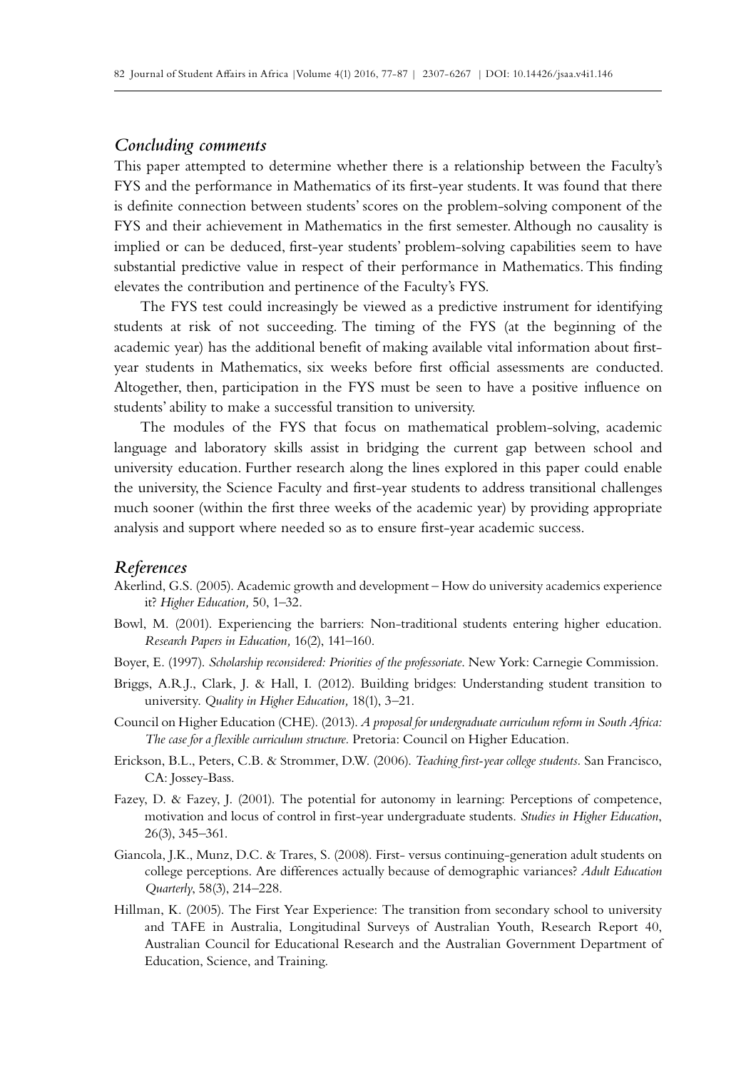## *Concluding comments*

This paper attempted to determine whether there is a relationship between the Faculty's FYS and the performance in Mathematics of its first-year students. It was found that there is definite connection between students' scores on the problem-solving component of the FYS and their achievement in Mathematics in the first semester. Although no causality is implied or can be deduced, first-year students' problem-solving capabilities seem to have substantial predictive value in respect of their performance in Mathematics. This finding elevates the contribution and pertinence of the Faculty's FYS.

The FYS test could increasingly be viewed as a predictive instrument for identifying students at risk of not succeeding. The timing of the FYS (at the beginning of the academic year) has the additional benefit of making available vital information about first-year students in Mathematics, six weeks before first official assessments are conducted. Altogether, then, participation in the FYS must be seen to have a positive influence on students' ability to make a successful transition to university.

The modules of the FYS that focus on mathematical problem-solving, academic language and laboratory skills assist in bridging the current gap between school and university education. Further research along the lines explored in this paper could enable the university, the Science Faculty and first-year students to address transitional challenges much sooner (within the first three weeks of the academic year) by providing appropriate analysis and support where needed so as to ensure first-year academic success.

## *References*

Akerlind, G.S. (2005). Academic growth and development – How do university academics experience it? *Higher Education,* 50, 1–32.

Bowl, M. (2001). Experiencing the barriers: Non-traditional students entering higher education. *Research Papers in Education,* 16(2), 141–160.

Boyer, E. (1997). *Scholarship reconsidered: Priorities of the professoriate*. New York: Carnegie Commission.

Briggs, A.R.J., Clark, J. & Hall, I. (2012). Building bridges: Understanding student transition to university. *Quality in Higher Education,* 18(1), 3–21.

Council on Higher Education (CHE). (2013). *A proposal for undergraduate curriculum reform in South Africa: The case for a flexible curriculum structure.* Pretoria: Council on Higher Education.

Erickson, B.L., Peters, C.B. & Strommer, D.W. (2006). *Teaching first-year college students*. San Francisco, CA: Jossey-Bass.

Fazey, D. & Fazey, J. (2001). The potential for autonomy in learning: Perceptions of competence, motivation and locus of control in first-year undergraduate students. *Studies in Higher Education*, 26(3), 345–361.

Giancola, J.K., Munz, D.C. & Trares, S. (2008). First- versus continuing-generation adult students on college perceptions. Are differences actually because of demographic variances? *Adult Education Quarterly*, 58(3), 214–228.

Hillman, K. (2005). The First Year Experience: The transition from secondary school to university and TAFE in Australia, Longitudinal Surveys of Australian Youth, Research Report 40, Australian Council for Educational Research and the Australian Government Department of Education, Science, and Training.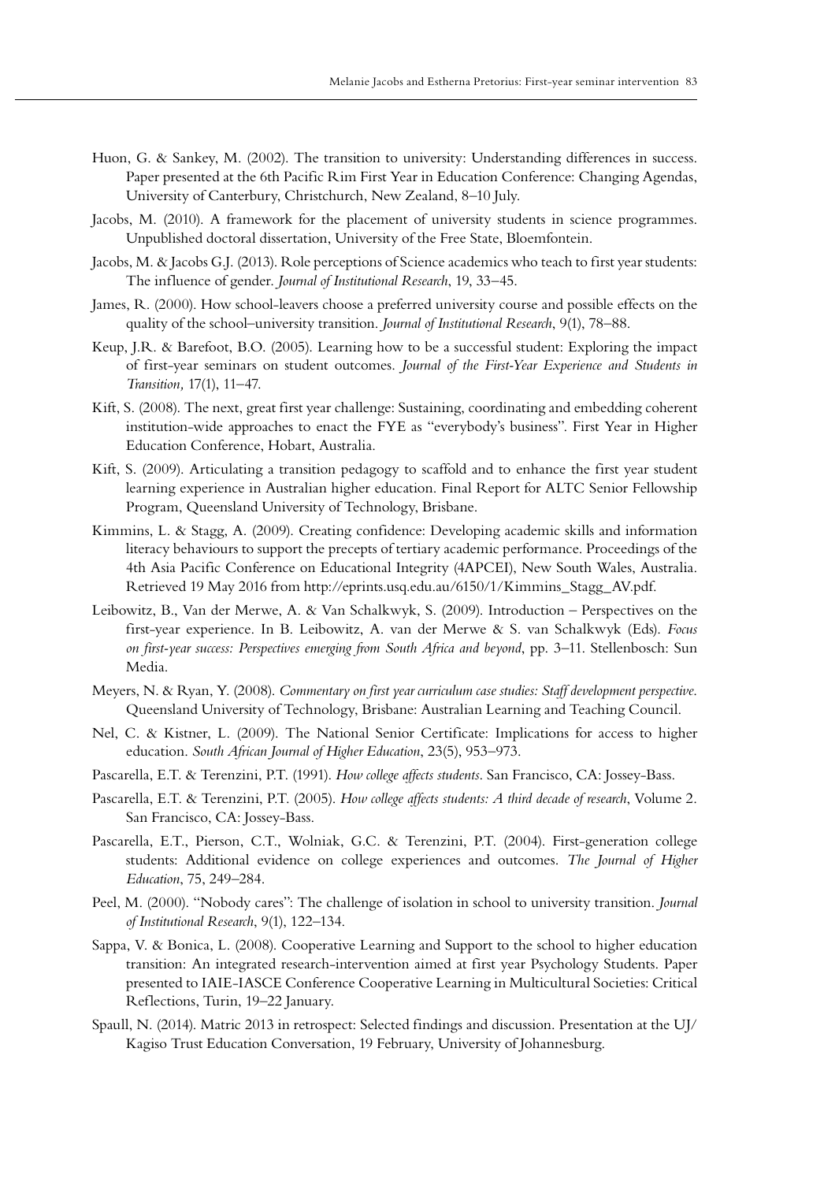Huon, G. & Sankey, M. (2002). The transition to university: Understanding differences in success. Paper presented at the 6th Pacific Rim First Year in Education Conference: Changing Agendas, University of Canterbury, Christchurch, New Zealand, 8–10 July.

Jacobs, M. (2010). A framework for the placement of university students in science programmes. Unpublished doctoral dissertation, University of the Free State, Bloemfontein.

Jacobs, M. & Jacobs G.J. (2013). Role perceptions of Science academics who teach to first year students: The influence of gender. *Journal of Institutional Research*, 19, 33–45.

James, R. (2000). How school-leavers choose a preferred university course and possible effects on the quality of the school–university transition. *Journal of Institutional Research*, 9(1), 78–88.

Keup, J.R. & Barefoot, B.O. (2005). Learning how to be a successful student: Exploring the impact of first-year seminars on student outcomes. *Journal of the First-Year Experience and Students in Transition,* 17(1), 11–47.

Kift, S. (2008). The next, great first year challenge: Sustaining, coordinating and embedding coherent institution-wide approaches to enact the FYE as "everybody's business". First Year in Higher Education Conference, Hobart, Australia.

Kift, S. (2009). Articulating a transition pedagogy to scaffold and to enhance the first year student learning experience in Australian higher education. Final Report for ALTC Senior Fellowship Program, Queensland University of Technology, Brisbane.

Kimmins, L. & Stagg, A. (2009). Creating confidence: Developing academic skills and information literacy behaviours to support the precepts of tertiary academic performance. Proceedings of the 4th Asia Pacific Conference on Educational Integrity (4APCEI), New South Wales, Australia. Retrieved 19 May 2016 from http://eprints.usq.edu.au/6150/1/Kimmins_Stagg_AV.pdf.

Leibowitz, B., Van der Merwe, A. & Van Schalkwyk, S. (2009). Introduction – Perspectives on the first-year experience. In B. Leibowitz, A. van der Merwe & S. van Schalkwyk (Eds). *Focus on first-year success: Perspectives emerging from South Africa and beyond*, pp. 3–11. Stellenbosch: Sun Media.

Meyers, N. & Ryan, Y. (2008). *Commentary on first year curriculum case studies: Staff development perspective.* Queensland University of Technology, Brisbane: Australian Learning and Teaching Council.

Nel, C. & Kistner, L. (2009). The National Senior Certificate: Implications for access to higher education. *South African Journal of Higher Education*, 23(5), 953–973.

Pascarella, E.T. & Terenzini, P.T. (1991). *How college affects students*. San Francisco, CA: Jossey-Bass.

Pascarella, E.T. & Terenzini, P.T. (2005). *How college affects students: A third decade of research*, Volume 2. San Francisco, CA: Jossey-Bass.

Pascarella, E.T., Pierson, C.T., Wolniak, G.C. & Terenzini, P.T. (2004). First-generation college students: Additional evidence on college experiences and outcomes. *The Journal of Higher Education*, 75, 249–284.

Peel, M. (2000). "Nobody cares": The challenge of isolation in school to university transition. *Journal of Institutional Research*, 9(1), 122–134.

Sappa, V. & Bonica, L. (2008). Cooperative Learning and Support to the school to higher education transition: An integrated research-intervention aimed at first year Psychology Students. Paper presented to IAIE-IASCE Conference Cooperative Learning in Multicultural Societies: Critical Reflections, Turin, 19–22 January.

Spaull, N. (2014). Matric 2013 in retrospect: Selected findings and discussion. Presentation at the UJ/Kagiso Trust Education Conversation, 19 February, University of Johannesburg.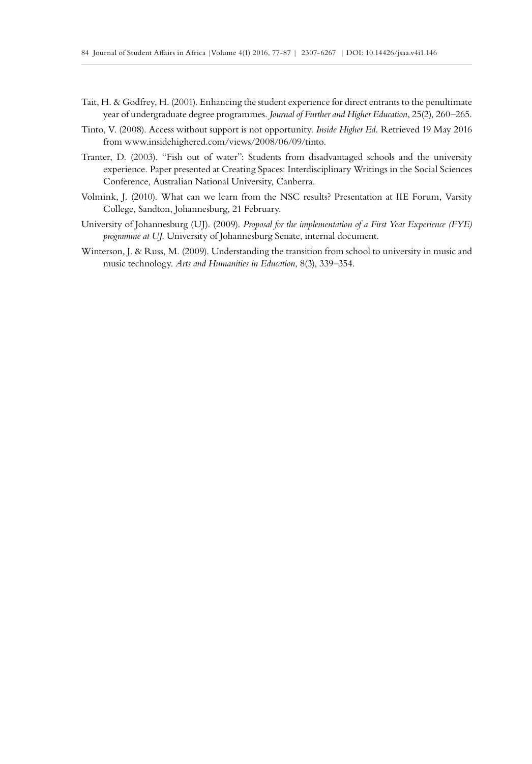Tait, H. & Godfrey, H. (2001). Enhancing the student experience for direct entrants to the penultimate year of undergraduate degree programmes. *Journal of Further and Higher Education*, 25(2), 260–265.

Tinto, V. (2008). Access without support is not opportunity. *Inside Higher Ed*. Retrieved 19 May 2016 from www.insidehighered.com/views/2008/06/09/tinto.

Tranter, D. (2003). "Fish out of water": Students from disadvantaged schools and the university experience. Paper presented at Creating Spaces: Interdisciplinary Writings in the Social Sciences Conference, Australian National University, Canberra.

Volmink, J. (2010). What can we learn from the NSC results? Presentation at IIE Forum, Varsity College, Sandton, Johannesburg, 21 February.

University of Johannesburg (UJ). (2009). *Proposal for the implementation of a First Year Experience (FYE) programme at UJ*. University of Johannesburg Senate, internal document.

Winterson, J. & Russ, M. (2009). Understanding the transition from school to university in music and music technology. *Arts and Humanities in Education*, 8(3), 339–354.